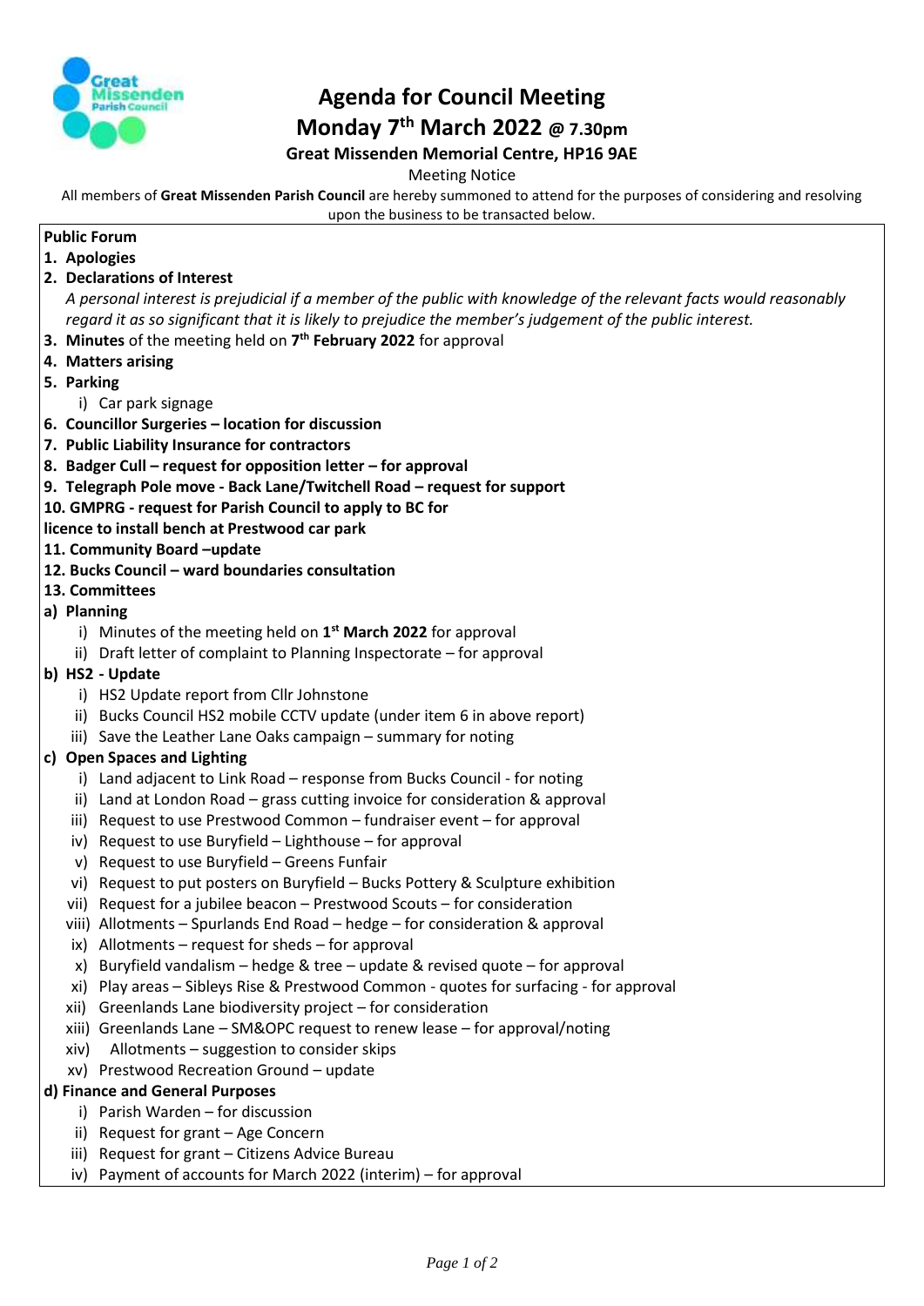# Agenda for Council Meeting

## Monday 7th March 2022 @ 7.30pm

### Great Missenden Memorial Centre, HP16 9AE

Meeting Notice

All members of **Great Missenden Parish Council** are hereby summoned to attend for the purposes of considering and resolving upon the business to be transacted below.

**Public Forum**

1. **Apologies**
2. **Declarations of Interest**
   *A personal interest is prejudicial if a member of the public with knowledge of the relevant facts would reasonably regard it as so significant that it is likely to prejudice the member's judgement of the public interest.*
3. **Minutes** of the meeting held on **7th February 2022** for approval
4. **Matters arising**
5. **Parking**
   i) Car park signage
6. **Councillor Surgeries – location for discussion**
7. **Public Liability Insurance for contractors**
8. **Badger Cull – request for opposition letter – for approval**
9. **Telegraph Pole move - Back Lane/Twitchell Road – request for support**
10. **GMPRG - request for Parish Council to apply to BC for licence to install bench at Prestwood car park**
11. **Community Board –update**
12. **Bucks Council – ward boundaries consultation**
13. **Committees**

**a) Planning**
   i) Minutes of the meeting held on **1st March 2022** for approval
   ii) Draft letter of complaint to Planning Inspectorate – for approval

**b) HS2 - Update**
   i) HS2 Update report from Cllr Johnstone
   ii) Bucks Council HS2 mobile CCTV update (under item 6 in above report)
   iii) Save the Leather Lane Oaks campaign – summary for noting

**c) Open Spaces and Lighting**
   i) Land adjacent to Link Road – response from Bucks Council - for noting
   ii) Land at London Road – grass cutting invoice for consideration & approval
   iii) Request to use Prestwood Common – fundraiser event – for approval
   iv) Request to use Buryfield – Lighthouse – for approval
   v) Request to use Buryfield – Greens Funfair
   vi) Request to put posters on Buryfield – Bucks Pottery & Sculpture exhibition
   vii) Request for a jubilee beacon – Prestwood Scouts – for consideration
   viii) Allotments – Spurlands End Road – hedge – for consideration & approval
   ix) Allotments – request for sheds – for approval
   x) Buryfield vandalism – hedge & tree – update & revised quote – for approval
   xi) Play areas – Sibleys Rise & Prestwood Common - quotes for surfacing - for approval
   xii) Greenlands Lane biodiversity project – for consideration
   xiii) Greenlands Lane – SM&OPC request to renew lease – for approval/noting
   xiv) Allotments – suggestion to consider skips
   xv) Prestwood Recreation Ground – update

**d) Finance and General Purposes**
   i) Parish Warden – for discussion
   ii) Request for grant – Age Concern
   iii) Request for grant – Citizens Advice Bureau
   iv) Payment of accounts for March 2022 (interim) – for approval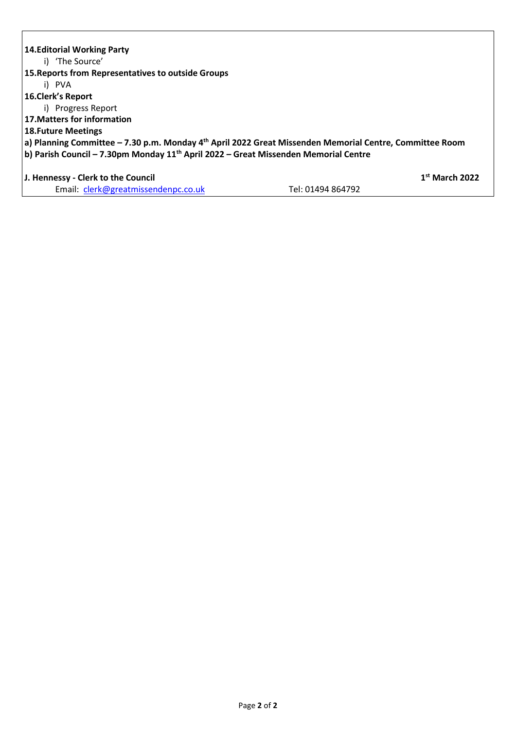**14. Editorial Working Party**

i) 'The Source'

**15. Reports from Representatives to outside Groups**

i) PVA

**16. Clerk's Report**

i) Progress Report

**17. Matters for information**

**18. Future Meetings**

**a) Planning Committee – 7.30 p.m. Monday 4th April 2022 Great Missenden Memorial Centre, Committee Room**

**b) Parish Council – 7.30pm Monday 11th April 2022 – Great Missenden Memorial Centre**

**J. Hennessy - Clerk to the Council** **1st March 2022**

Email: clerk@greatmissendenpc.co.uk Tel: 01494 864792